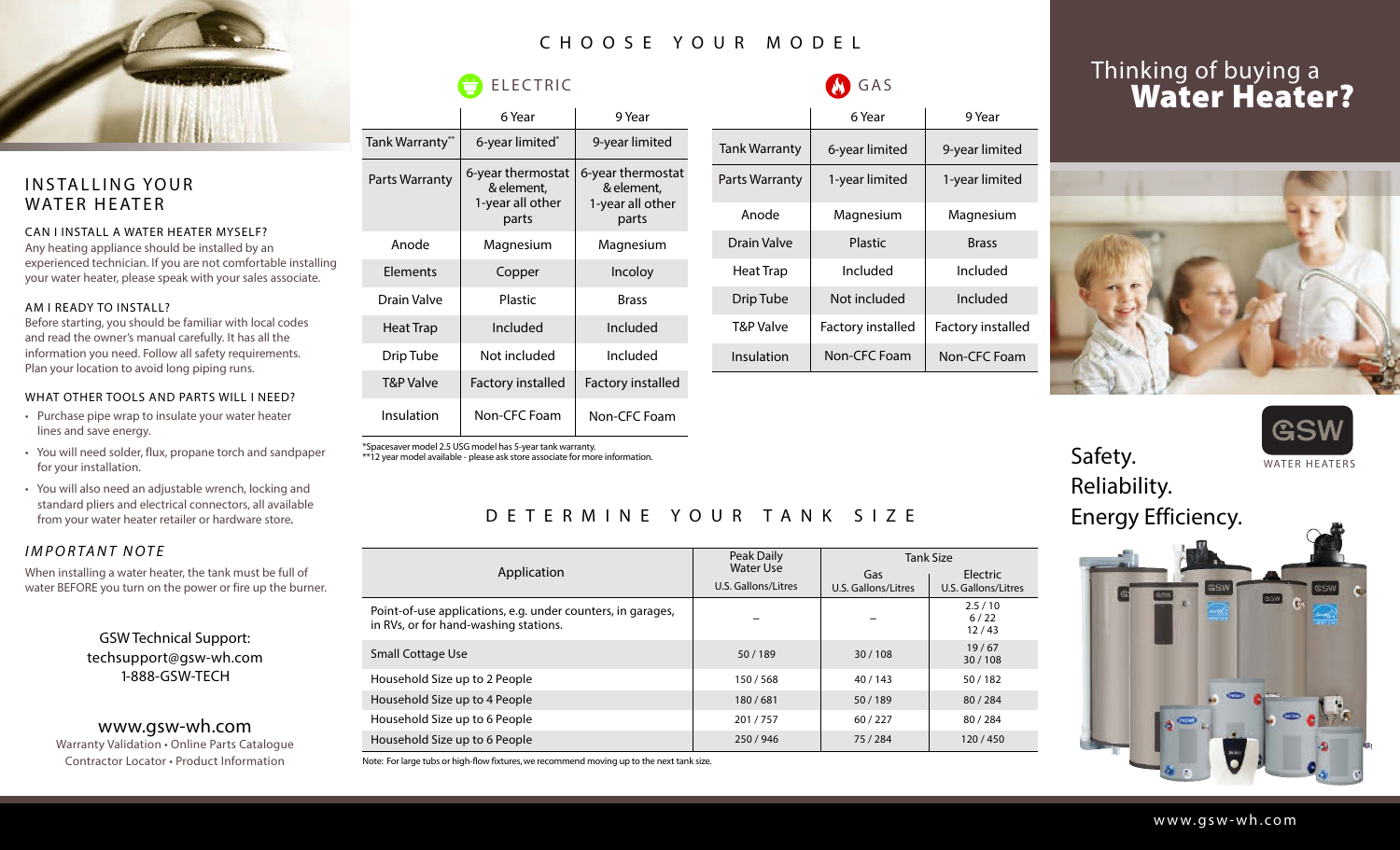## INSTALLING YOUR WATER HEATER

### CAN I INSTALL A WATER HEATER MYSELF?

Any heating appliance should be installed by an experienced technician. If you are not comfortable installing your water heater, please speak with your sales associate.

### AM I READY TO INSTALL?

Before starting, you should be familiar with local codes and read the owner's manual carefully. It has all the information you need. Follow all safety requirements. Plan your location to avoid long piping runs.

### WHAT OTHER TOOLS AND PARTS WILL I NEED?

- Purchase pipe wrap to insulate your water heater lines and save energy.
- You will need solder, flux, propane torch and sandpaper for your installation.
- You will also need an adjustable wrench, locking and standard pliers and electrical connectors, all available from your water heater retailer or hardware store.

### *IMPORTANT NOTE*

When installing a water heater, the tank must be full of water BEFORE you turn on the power or fire up the burner.

GSW Technical Support:
techsupport@gsw-wh.com
1-888-GSW-TECH

www.gsw-wh.com
Warranty Validation • Online Parts Catalogue
Contractor Locator • Product Information

## CHOOSE YOUR MODEL

### ELECTRIC

| | 6 Year | 9 Year |
|---|---|---|
| Tank Warranty** | 6-year limited* | 9-year limited |
| Parts Warranty | 6-year thermostat & element, 1-year all other parts | 6-year thermostat & element, 1-year all other parts |
| Anode | Magnesium | Magnesium |
| Elements | Copper | Incoloy |
| Drain Valve | Plastic | Brass |
| Heat Trap | Included | Included |
| Drip Tube | Not included | Included |
| T&P Valve | Factory installed | Factory installed |
| Insulation | Non-CFC Foam | Non-CFC Foam |

*Spacesaver model 2.5 USG model has 5-year tank warranty.
**12 year model available - please ask store associate for more information.

### GAS

| | 6 Year | 9 Year |
|---|---|---|
| Tank Warranty | 6-year limited | 9-year limited |
| Parts Warranty | 1-year limited | 1-year limited |
| Anode | Magnesium | Magnesium |
| Drain Valve | Plastic | Brass |
| Heat Trap | Included | Included |
| Drip Tube | Not included | Included |
| T&P Valve | Factory installed | Factory installed |
| Insulation | Non-CFC Foam | Non-CFC Foam |

## DETERMINE YOUR TANK SIZE

| Application | Peak Daily Water Use U.S. Gallons/Litres | Tank Size Gas U.S. Gallons/Litres | Tank Size Electric U.S. Gallons/Litres |
|---|---|---|---|
| Point-of-use applications, e.g. under counters, in garages, in RVs, or for hand-washing stations. | – | – | 2.5 / 10<br>6 / 22<br>12 / 43 |
| Small Cottage Use | 50 / 189 | 30 / 108 | 19 / 67<br>30 / 108 |
| Household Size up to 2 People | 150 / 568 | 40 / 143 | 50 / 182 |
| Household Size up to 4 People | 180 / 681 | 50 / 189 | 80 / 284 |
| Household Size up to 6 People | 201 / 757 | 60 / 227 | 80 / 284 |
| Household Size up to 6 People | 250 / 946 | 75 / 284 | 120 / 450 |

Note: For large tubs or high-flow fixtures, we recommend moving up to the next tank size.

# Thinking of buying a **Water Heater?**

GSW WATER HEATERS

Safety.
Reliability.
Energy Efficiency.

www.gsw-wh.com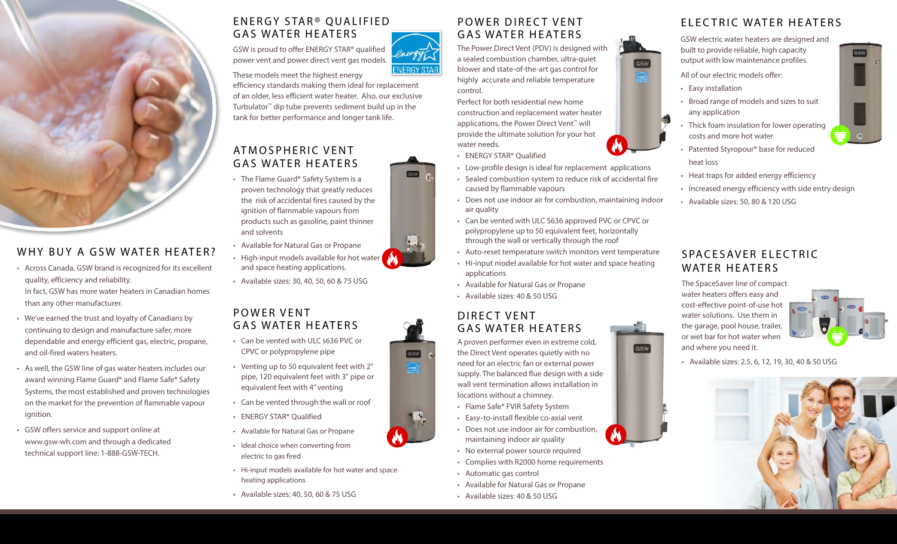## WHY BUY A GSW WATER HEATER?

- Across Canada, GSW brand is recognized for its excellent quality, efficiency and reliability.
  In fact, GSW has more water heaters in Canadian homes than any other manufacturer.
- We've earned the trust and loyalty of Canadians by continuing to design and manufacture safer, more dependable and energy efficient gas, electric, propane, and oil-fired waters heaters.
- As well, the GSW line of gas water heaters includes our award winning Flame Guard® and Flame Safe® Safety Systems, the most established and proven technologies on the market for the prevention of flammable vapour ignition.
- GSW offers service and support online at www.gsw-wh.com and through a dedicated technical support line: 1-888-GSW-TECH.

## ENERGY STAR® QUALIFIED GAS WATER HEATERS

GSW is proud to offer ENERGY STAR® qualified power vent and power direct vent gas models.

These models meet the highest energy efficiency standards making them ideal for replacement of an older, less efficient water heater. Also, our exclusive Turbulator™ dip tube prevents sediment build up in the tank for better performance and longer tank life.

## ATMOSPHERIC VENT GAS WATER HEATERS

- The Flame Guard® Safety System is a proven technology that greatly reduces the risk of accidental fires caused by the ignition of flammable vapours from products such as gasoline, paint thinner and solvents
- Available for Natural Gas or Propane
- High-input models available for hot water and space heating applications.
- Available sizes: 30, 40, 50, 60 & 75 USG

## POWER VENT GAS WATER HEATERS

- Can be vented with ULC s636 PVC or CPVC or polypropylene pipe
- Venting up to 50 equivalent feet with 2" pipe, 120 equivalent feet with 3" pipe or equivalent feet with 4" venting
- Can be vented through the wall or roof
- ENERGY STAR® Qualified
- Available for Natural Gas or Propane
- Ideal choice when converting from electric to gas fired
- Hi-input models available for hot water and space heating applications
- Available sizes: 40, 50, 60 & 75 USG

## POWER DIRECT VENT GAS WATER HEATERS

The Power Direct Vent (PDV) is designed with a sealed combustion chamber, ultra-quiet blower and state-of-the-art gas control for highly accurate and reliable temperature control.

Perfect for both residential new home construction and replacement water heater applications, the Power Direct Vent™ will provide the ultimate solution for your hot water needs.

- ENERGY STAR® Qualified
- Low-profile design is ideal for replacement applications
- Sealed combustion system to reduce risk of accidental fire caused by flammable vapours
- Does not use indoor air for combustion, maintaining indoor air quality
- Can be vented with ULC S636 approved PVC or CPVC or polypropylene up to 50 equivalent feet, horizontally through the wall or vertically through the roof
- Auto-reset temperature switch monitors vent temperature
- Hi-input model available for hot water and space heating applications
- Available for Natural Gas or Propane
- Available sizes: 40 & 50 USG

## DIRECT VENT GAS WATER HEATERS

A proven performer even in extreme cold, the Direct Vent operates quietly with no need for an electric fan or external power supply. The balanced flue design with a side wall vent termination allows installation in locations without a chimney.

- Flame Safe® FVIR Safety System
- Easy-to-install flexible co-axial vent
- Does not use indoor air for combustion, maintaining indoor air quality
- No external power source required
- Complies with R2000 home requirements
- Automatic gas control
- Available for Natural Gas or Propane
- Available sizes: 40 & 50 USG

## ELECTRIC WATER HEATERS

GSW electric water heaters are designed and built to provide reliable, high capacity output with low maintenance profiles.

All of our electric models offer:

- Easy installation
- Broad range of models and sizes to suit any application
- Thick foam insulation for lower operating costs and more hot water
- Patented Styropour® base for reduced heat loss
- Heat traps for added energy efficiency
- Increased energy efficiency with side entry design
- Available sizes: 50, 80 & 120 USG

## SPACESAVER ELECTRIC WATER HEATERS

The SpaceSaver line of compact water heaters offers easy and cost-effective point-of-use hot water solutions. Use them in the garage, pool house, trailer, or wet bar for hot water when and where you need it.

- Available sizes: 2.5, 6, 12, 19, 30, 40 & 50 USG